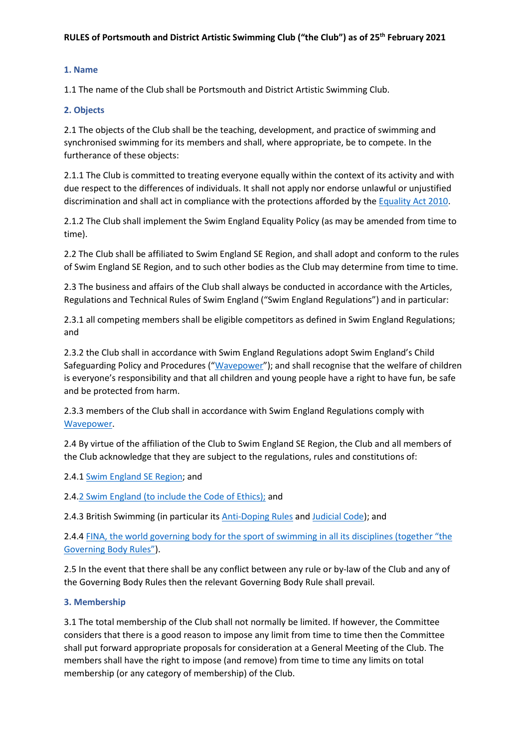**RULES of Portsmouth and District Artistic Swimming Club ("the Club") as of 25th February 2021**

## 1. Name

1.1 The name of the Club shall be Portsmouth and District Artistic Swimming Club.

## 2. Objects

2.1 The objects of the Club shall be the teaching, development, and practice of swimming and synchronised swimming for its members and shall, where appropriate, be to compete. In the furtherance of these objects:

2.1.1 The Club is committed to treating everyone equally within the context of its activity and with due respect to the differences of individuals. It shall not apply nor endorse unlawful or unjustified discrimination and shall act in compliance with the protections afforded by the Equality Act 2010.

2.1.2 The Club shall implement the Swim England Equality Policy (as may be amended from time to time).

2.2 The Club shall be affiliated to Swim England SE Region, and shall adopt and conform to the rules of Swim England SE Region, and to such other bodies as the Club may determine from time to time.

2.3 The business and affairs of the Club shall always be conducted in accordance with the Articles, Regulations and Technical Rules of Swim England ("Swim England Regulations") and in particular:

2.3.1 all competing members shall be eligible competitors as defined in Swim England Regulations; and

2.3.2 the Club shall in accordance with Swim England Regulations adopt Swim England's Child Safeguarding Policy and Procedures ("Wavepower"); and shall recognise that the welfare of children is everyone's responsibility and that all children and young people have a right to have fun, be safe and be protected from harm.

2.3.3 members of the Club shall in accordance with Swim England Regulations comply with Wavepower.

2.4 By virtue of the affiliation of the Club to Swim England SE Region, the Club and all members of the Club acknowledge that they are subject to the regulations, rules and constitutions of:

2.4.1 Swim England SE Region; and

2.4.2 Swim England (to include the Code of Ethics); and

2.4.3 British Swimming (in particular its Anti-Doping Rules and Judicial Code); and

2.4.4 FINA, the world governing body for the sport of swimming in all its disciplines (together "the Governing Body Rules").

2.5 In the event that there shall be any conflict between any rule or by-law of the Club and any of the Governing Body Rules then the relevant Governing Body Rule shall prevail.

## 3. Membership

3.1 The total membership of the Club shall not normally be limited. If however, the Committee considers that there is a good reason to impose any limit from time to time then the Committee shall put forward appropriate proposals for consideration at a General Meeting of the Club. The members shall have the right to impose (and remove) from time to time any limits on total membership (or any category of membership) of the Club.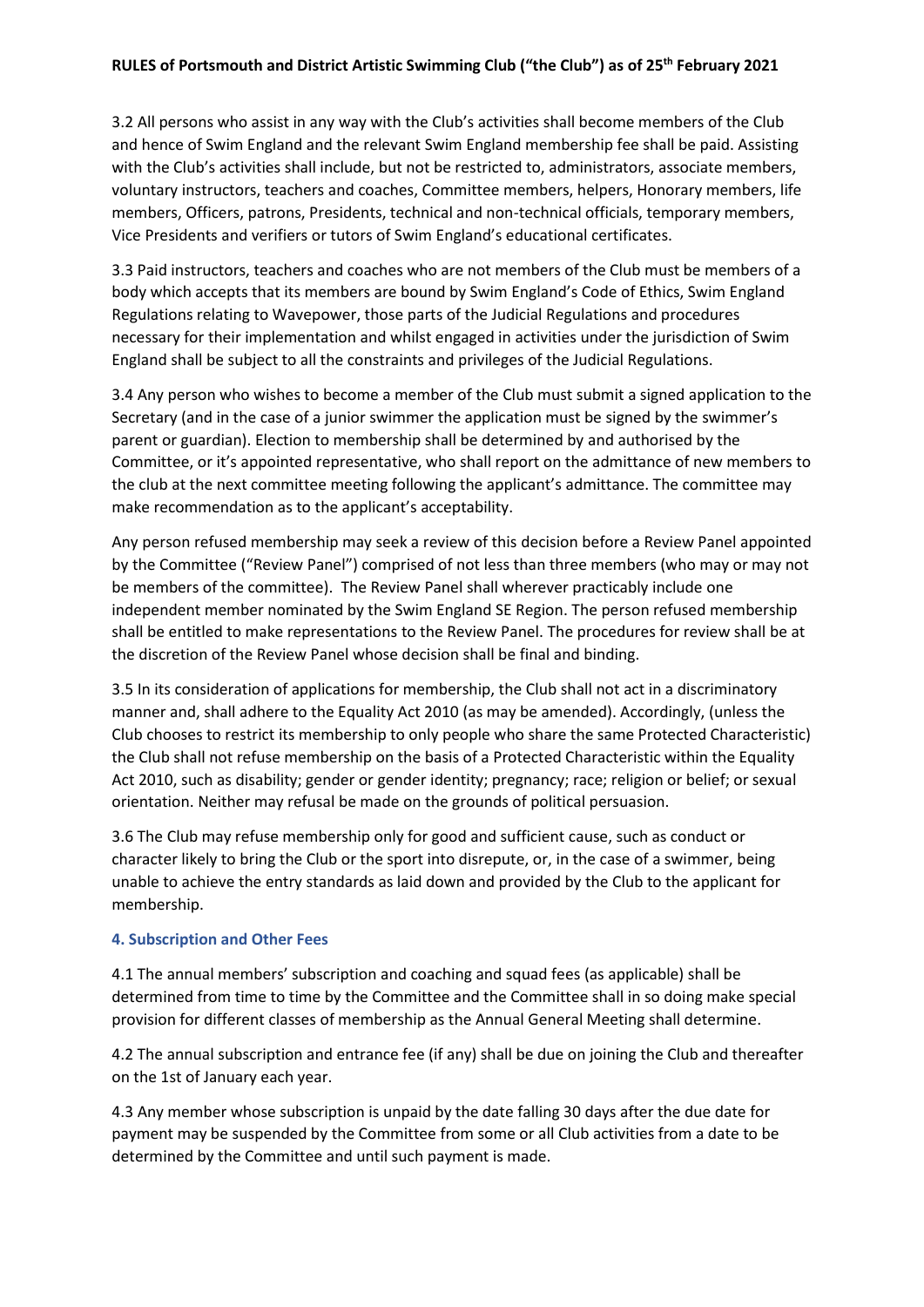3.2 All persons who assist in any way with the Club's activities shall become members of the Club and hence of Swim England and the relevant Swim England membership fee shall be paid. Assisting with the Club's activities shall include, but not be restricted to, administrators, associate members, voluntary instructors, teachers and coaches, Committee members, helpers, Honorary members, life members, Officers, patrons, Presidents, technical and non-technical officials, temporary members, Vice Presidents and verifiers or tutors of Swim England's educational certificates.

3.3 Paid instructors, teachers and coaches who are not members of the Club must be members of a body which accepts that its members are bound by Swim England's Code of Ethics, Swim England Regulations relating to Wavepower, those parts of the Judicial Regulations and procedures necessary for their implementation and whilst engaged in activities under the jurisdiction of Swim England shall be subject to all the constraints and privileges of the Judicial Regulations.

3.4 Any person who wishes to become a member of the Club must submit a signed application to the Secretary (and in the case of a junior swimmer the application must be signed by the swimmer's parent or guardian). Election to membership shall be determined by and authorised by the Committee, or it's appointed representative, who shall report on the admittance of new members to the club at the next committee meeting following the applicant's admittance. The committee may make recommendation as to the applicant's acceptability.

Any person refused membership may seek a review of this decision before a Review Panel appointed by the Committee ("Review Panel") comprised of not less than three members (who may or may not be members of the committee). The Review Panel shall wherever practicably include one independent member nominated by the Swim England SE Region. The person refused membership shall be entitled to make representations to the Review Panel. The procedures for review shall be at the discretion of the Review Panel whose decision shall be final and binding.

3.5 In its consideration of applications for membership, the Club shall not act in a discriminatory manner and, shall adhere to the Equality Act 2010 (as may be amended). Accordingly, (unless the Club chooses to restrict its membership to only people who share the same Protected Characteristic) the Club shall not refuse membership on the basis of a Protected Characteristic within the Equality Act 2010, such as disability; gender or gender identity; pregnancy; race; religion or belief; or sexual orientation. Neither may refusal be made on the grounds of political persuasion.

3.6 The Club may refuse membership only for good and sufficient cause, such as conduct or character likely to bring the Club or the sport into disrepute, or, in the case of a swimmer, being unable to achieve the entry standards as laid down and provided by the Club to the applicant for membership.

## 4. Subscription and Other Fees

4.1 The annual members' subscription and coaching and squad fees (as applicable) shall be determined from time to time by the Committee and the Committee shall in so doing make special provision for different classes of membership as the Annual General Meeting shall determine.

4.2 The annual subscription and entrance fee (if any) shall be due on joining the Club and thereafter on the 1st of January each year.

4.3 Any member whose subscription is unpaid by the date falling 30 days after the due date for payment may be suspended by the Committee from some or all Club activities from a date to be determined by the Committee and until such payment is made.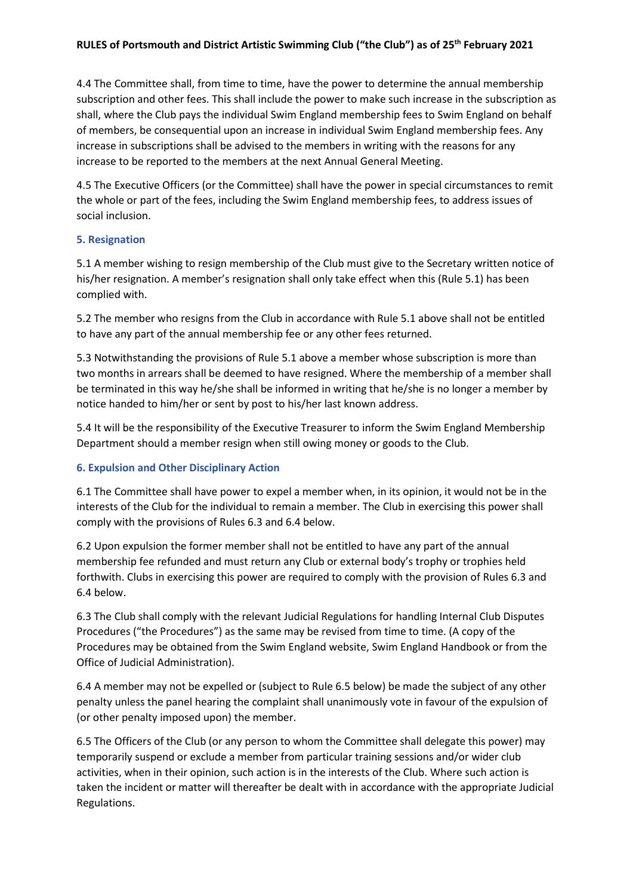4.4 The Committee shall, from time to time, have the power to determine the annual membership subscription and other fees. This shall include the power to make such increase in the subscription as shall, where the Club pays the individual Swim England membership fees to Swim England on behalf of members, be consequential upon an increase in individual Swim England membership fees. Any increase in subscriptions shall be advised to the members in writing with the reasons for any increase to be reported to the members at the next Annual General Meeting.

4.5 The Executive Officers (or the Committee) shall have the power in special circumstances to remit the whole or part of the fees, including the Swim England membership fees, to address issues of social inclusion.

### 5. Resignation

5.1 A member wishing to resign membership of the Club must give to the Secretary written notice of his/her resignation. A member's resignation shall only take effect when this (Rule 5.1) has been complied with.

5.2 The member who resigns from the Club in accordance with Rule 5.1 above shall not be entitled to have any part of the annual membership fee or any other fees returned.

5.3 Notwithstanding the provisions of Rule 5.1 above a member whose subscription is more than two months in arrears shall be deemed to have resigned. Where the membership of a member shall be terminated in this way he/she shall be informed in writing that he/she is no longer a member by notice handed to him/her or sent by post to his/her last known address.

5.4 It will be the responsibility of the Executive Treasurer to inform the Swim England Membership Department should a member resign when still owing money or goods to the Club.

### 6. Expulsion and Other Disciplinary Action

6.1 The Committee shall have power to expel a member when, in its opinion, it would not be in the interests of the Club for the individual to remain a member. The Club in exercising this power shall comply with the provisions of Rules 6.3 and 6.4 below.

6.2 Upon expulsion the former member shall not be entitled to have any part of the annual membership fee refunded and must return any Club or external body's trophy or trophies held forthwith. Clubs in exercising this power are required to comply with the provision of Rules 6.3 and 6.4 below.

6.3 The Club shall comply with the relevant Judicial Regulations for handling Internal Club Disputes Procedures ("the Procedures") as the same may be revised from time to time. (A copy of the Procedures may be obtained from the Swim England website, Swim England Handbook or from the Office of Judicial Administration).

6.4 A member may not be expelled or (subject to Rule 6.5 below) be made the subject of any other penalty unless the panel hearing the complaint shall unanimously vote in favour of the expulsion of (or other penalty imposed upon) the member.

6.5 The Officers of the Club (or any person to whom the Committee shall delegate this power) may temporarily suspend or exclude a member from particular training sessions and/or wider club activities, when in their opinion, such action is in the interests of the Club. Where such action is taken the incident or matter will thereafter be dealt with in accordance with the appropriate Judicial Regulations.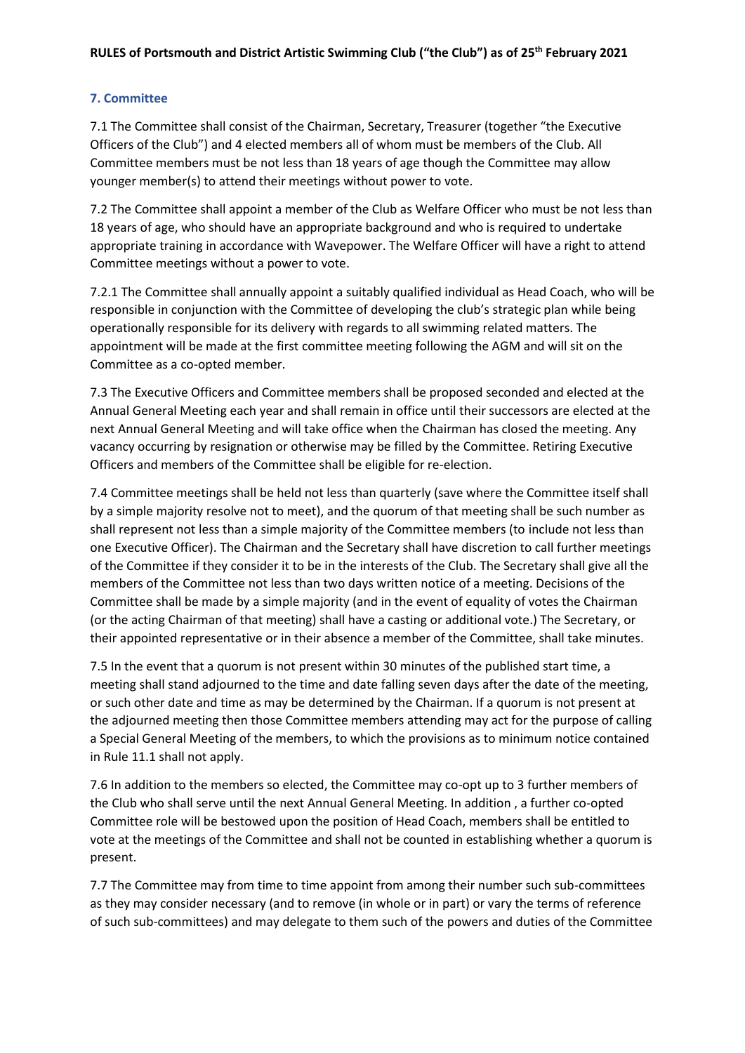### 7. Committee

7.1 The Committee shall consist of the Chairman, Secretary, Treasurer (together "the Executive Officers of the Club") and 4 elected members all of whom must be members of the Club. All Committee members must be not less than 18 years of age though the Committee may allow younger member(s) to attend their meetings without power to vote.

7.2 The Committee shall appoint a member of the Club as Welfare Officer who must be not less than 18 years of age, who should have an appropriate background and who is required to undertake appropriate training in accordance with Wavepower. The Welfare Officer will have a right to attend Committee meetings without a power to vote.

7.2.1 The Committee shall annually appoint a suitably qualified individual as Head Coach, who will be responsible in conjunction with the Committee of developing the club's strategic plan while being operationally responsible for its delivery with regards to all swimming related matters. The appointment will be made at the first committee meeting following the AGM and will sit on the Committee as a co-opted member.

7.3 The Executive Officers and Committee members shall be proposed seconded and elected at the Annual General Meeting each year and shall remain in office until their successors are elected at the next Annual General Meeting and will take office when the Chairman has closed the meeting. Any vacancy occurring by resignation or otherwise may be filled by the Committee. Retiring Executive Officers and members of the Committee shall be eligible for re-election.

7.4 Committee meetings shall be held not less than quarterly (save where the Committee itself shall by a simple majority resolve not to meet), and the quorum of that meeting shall be such number as shall represent not less than a simple majority of the Committee members (to include not less than one Executive Officer). The Chairman and the Secretary shall have discretion to call further meetings of the Committee if they consider it to be in the interests of the Club. The Secretary shall give all the members of the Committee not less than two days written notice of a meeting. Decisions of the Committee shall be made by a simple majority (and in the event of equality of votes the Chairman (or the acting Chairman of that meeting) shall have a casting or additional vote.) The Secretary, or their appointed representative or in their absence a member of the Committee, shall take minutes.

7.5 In the event that a quorum is not present within 30 minutes of the published start time, a meeting shall stand adjourned to the time and date falling seven days after the date of the meeting, or such other date and time as may be determined by the Chairman. If a quorum is not present at the adjourned meeting then those Committee members attending may act for the purpose of calling a Special General Meeting of the members, to which the provisions as to minimum notice contained in Rule 11.1 shall not apply.

7.6 In addition to the members so elected, the Committee may co-opt up to 3 further members of the Club who shall serve until the next Annual General Meeting. In addition , a further co-opted Committee role will be bestowed upon the position of Head Coach, members shall be entitled to vote at the meetings of the Committee and shall not be counted in establishing whether a quorum is present.

7.7 The Committee may from time to time appoint from among their number such sub-committees as they may consider necessary (and to remove (in whole or in part) or vary the terms of reference of such sub-committees) and may delegate to them such of the powers and duties of the Committee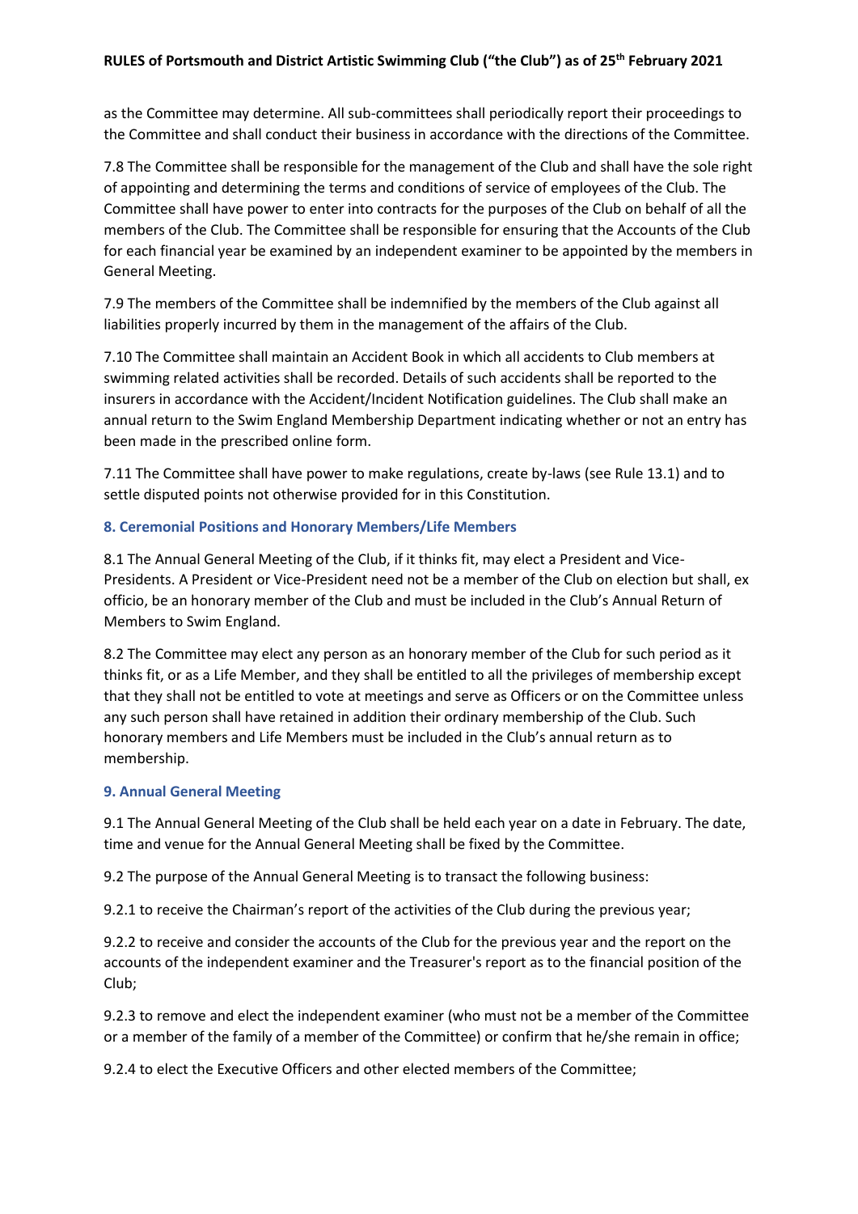as the Committee may determine. All sub-committees shall periodically report their proceedings to the Committee and shall conduct their business in accordance with the directions of the Committee.

7.8 The Committee shall be responsible for the management of the Club and shall have the sole right of appointing and determining the terms and conditions of service of employees of the Club. The Committee shall have power to enter into contracts for the purposes of the Club on behalf of all the members of the Club. The Committee shall be responsible for ensuring that the Accounts of the Club for each financial year be examined by an independent examiner to be appointed by the members in General Meeting.

7.9 The members of the Committee shall be indemnified by the members of the Club against all liabilities properly incurred by them in the management of the affairs of the Club.

7.10 The Committee shall maintain an Accident Book in which all accidents to Club members at swimming related activities shall be recorded. Details of such accidents shall be reported to the insurers in accordance with the Accident/Incident Notification guidelines. The Club shall make an annual return to the Swim England Membership Department indicating whether or not an entry has been made in the prescribed online form.

7.11 The Committee shall have power to make regulations, create by-laws (see Rule 13.1) and to settle disputed points not otherwise provided for in this Constitution.

### 8. Ceremonial Positions and Honorary Members/Life Members

8.1 The Annual General Meeting of the Club, if it thinks fit, may elect a President and Vice-Presidents. A President or Vice-President need not be a member of the Club on election but shall, ex officio, be an honorary member of the Club and must be included in the Club's Annual Return of Members to Swim England.

8.2 The Committee may elect any person as an honorary member of the Club for such period as it thinks fit, or as a Life Member, and they shall be entitled to all the privileges of membership except that they shall not be entitled to vote at meetings and serve as Officers or on the Committee unless any such person shall have retained in addition their ordinary membership of the Club. Such honorary members and Life Members must be included in the Club's annual return as to membership.

### 9. Annual General Meeting

9.1 The Annual General Meeting of the Club shall be held each year on a date in February. The date, time and venue for the Annual General Meeting shall be fixed by the Committee.

9.2 The purpose of the Annual General Meeting is to transact the following business:

9.2.1 to receive the Chairman's report of the activities of the Club during the previous year;

9.2.2 to receive and consider the accounts of the Club for the previous year and the report on the accounts of the independent examiner and the Treasurer's report as to the financial position of the Club;

9.2.3 to remove and elect the independent examiner (who must not be a member of the Committee or a member of the family of a member of the Committee) or confirm that he/she remain in office;

9.2.4 to elect the Executive Officers and other elected members of the Committee;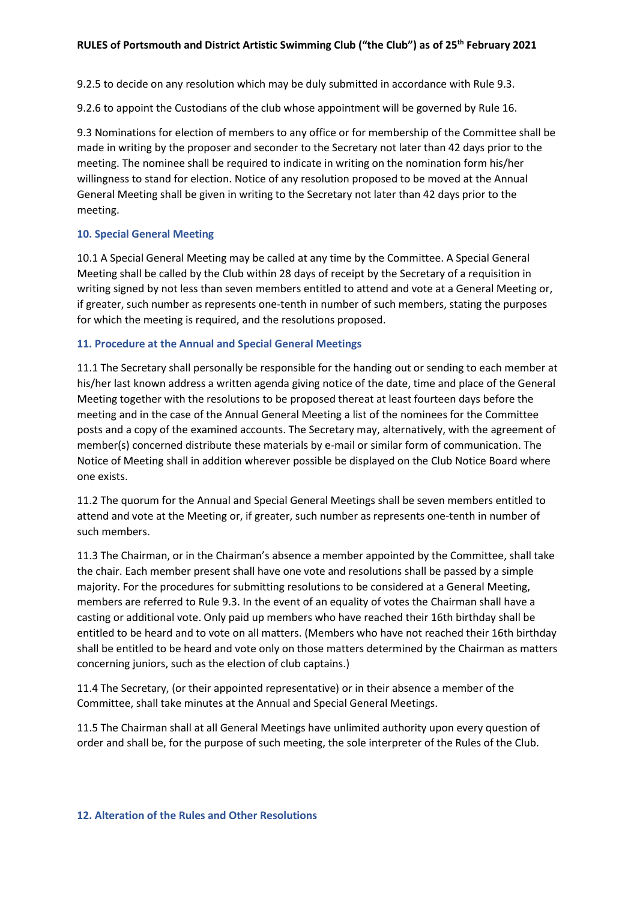9.2.5 to decide on any resolution which may be duly submitted in accordance with Rule 9.3.

9.2.6 to appoint the Custodians of the club whose appointment will be governed by Rule 16.

9.3 Nominations for election of members to any office or for membership of the Committee shall be made in writing by the proposer and seconder to the Secretary not later than 42 days prior to the meeting. The nominee shall be required to indicate in writing on the nomination form his/her willingness to stand for election. Notice of any resolution proposed to be moved at the Annual General Meeting shall be given in writing to the Secretary not later than 42 days prior to the meeting.

### 10. Special General Meeting

10.1 A Special General Meeting may be called at any time by the Committee. A Special General Meeting shall be called by the Club within 28 days of receipt by the Secretary of a requisition in writing signed by not less than seven members entitled to attend and vote at a General Meeting or, if greater, such number as represents one-tenth in number of such members, stating the purposes for which the meeting is required, and the resolutions proposed.

### 11. Procedure at the Annual and Special General Meetings

11.1 The Secretary shall personally be responsible for the handing out or sending to each member at his/her last known address a written agenda giving notice of the date, time and place of the General Meeting together with the resolutions to be proposed thereat at least fourteen days before the meeting and in the case of the Annual General Meeting a list of the nominees for the Committee posts and a copy of the examined accounts. The Secretary may, alternatively, with the agreement of member(s) concerned distribute these materials by e-mail or similar form of communication. The Notice of Meeting shall in addition wherever possible be displayed on the Club Notice Board where one exists.

11.2 The quorum for the Annual and Special General Meetings shall be seven members entitled to attend and vote at the Meeting or, if greater, such number as represents one-tenth in number of such members.

11.3 The Chairman, or in the Chairman's absence a member appointed by the Committee, shall take the chair. Each member present shall have one vote and resolutions shall be passed by a simple majority. For the procedures for submitting resolutions to be considered at a General Meeting, members are referred to Rule 9.3. In the event of an equality of votes the Chairman shall have a casting or additional vote. Only paid up members who have reached their 16th birthday shall be entitled to be heard and to vote on all matters. (Members who have not reached their 16th birthday shall be entitled to be heard and vote only on those matters determined by the Chairman as matters concerning juniors, such as the election of club captains.)

11.4 The Secretary, (or their appointed representative) or in their absence a member of the Committee, shall take minutes at the Annual and Special General Meetings.

11.5 The Chairman shall at all General Meetings have unlimited authority upon every question of order and shall be, for the purpose of such meeting, the sole interpreter of the Rules of the Club.

### 12. Alteration of the Rules and Other Resolutions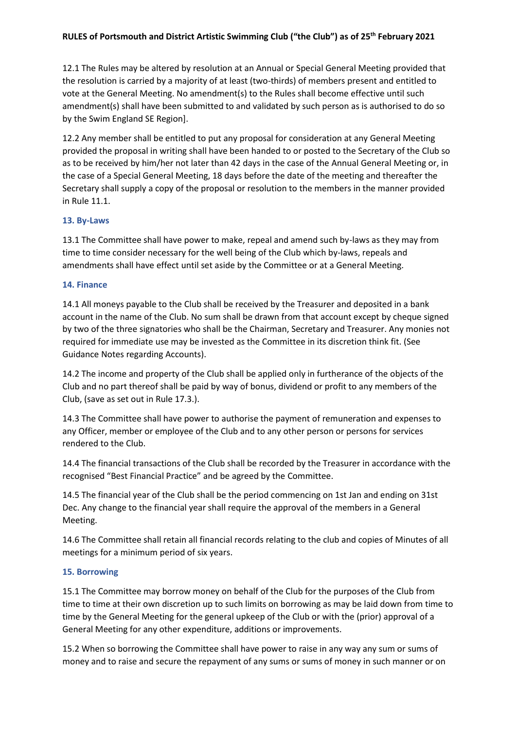12.1 The Rules may be altered by resolution at an Annual or Special General Meeting provided that the resolution is carried by a majority of at least (two-thirds) of members present and entitled to vote at the General Meeting. No amendment(s) to the Rules shall become effective until such amendment(s) shall have been submitted to and validated by such person as is authorised to do so by the Swim England SE Region].

12.2 Any member shall be entitled to put any proposal for consideration at any General Meeting provided the proposal in writing shall have been handed to or posted to the Secretary of the Club so as to be received by him/her not later than 42 days in the case of the Annual General Meeting or, in the case of a Special General Meeting, 18 days before the date of the meeting and thereafter the Secretary shall supply a copy of the proposal or resolution to the members in the manner provided in Rule 11.1.

## 13. By-Laws

13.1 The Committee shall have power to make, repeal and amend such by-laws as they may from time to time consider necessary for the well being of the Club which by-laws, repeals and amendments shall have effect until set aside by the Committee or at a General Meeting.

## 14. Finance

14.1 All moneys payable to the Club shall be received by the Treasurer and deposited in a bank account in the name of the Club. No sum shall be drawn from that account except by cheque signed by two of the three signatories who shall be the Chairman, Secretary and Treasurer. Any monies not required for immediate use may be invested as the Committee in its discretion think fit. (See Guidance Notes regarding Accounts).

14.2 The income and property of the Club shall be applied only in furtherance of the objects of the Club and no part thereof shall be paid by way of bonus, dividend or profit to any members of the Club, (save as set out in Rule 17.3.).

14.3 The Committee shall have power to authorise the payment of remuneration and expenses to any Officer, member or employee of the Club and to any other person or persons for services rendered to the Club.

14.4 The financial transactions of the Club shall be recorded by the Treasurer in accordance with the recognised "Best Financial Practice" and be agreed by the Committee.

14.5 The financial year of the Club shall be the period commencing on 1st Jan and ending on 31st Dec. Any change to the financial year shall require the approval of the members in a General Meeting.

14.6 The Committee shall retain all financial records relating to the club and copies of Minutes of all meetings for a minimum period of six years.

## 15. Borrowing

15.1 The Committee may borrow money on behalf of the Club for the purposes of the Club from time to time at their own discretion up to such limits on borrowing as may be laid down from time to time by the General Meeting for the general upkeep of the Club or with the (prior) approval of a General Meeting for any other expenditure, additions or improvements.

15.2 When so borrowing the Committee shall have power to raise in any way any sum or sums of money and to raise and secure the repayment of any sums or sums of money in such manner or on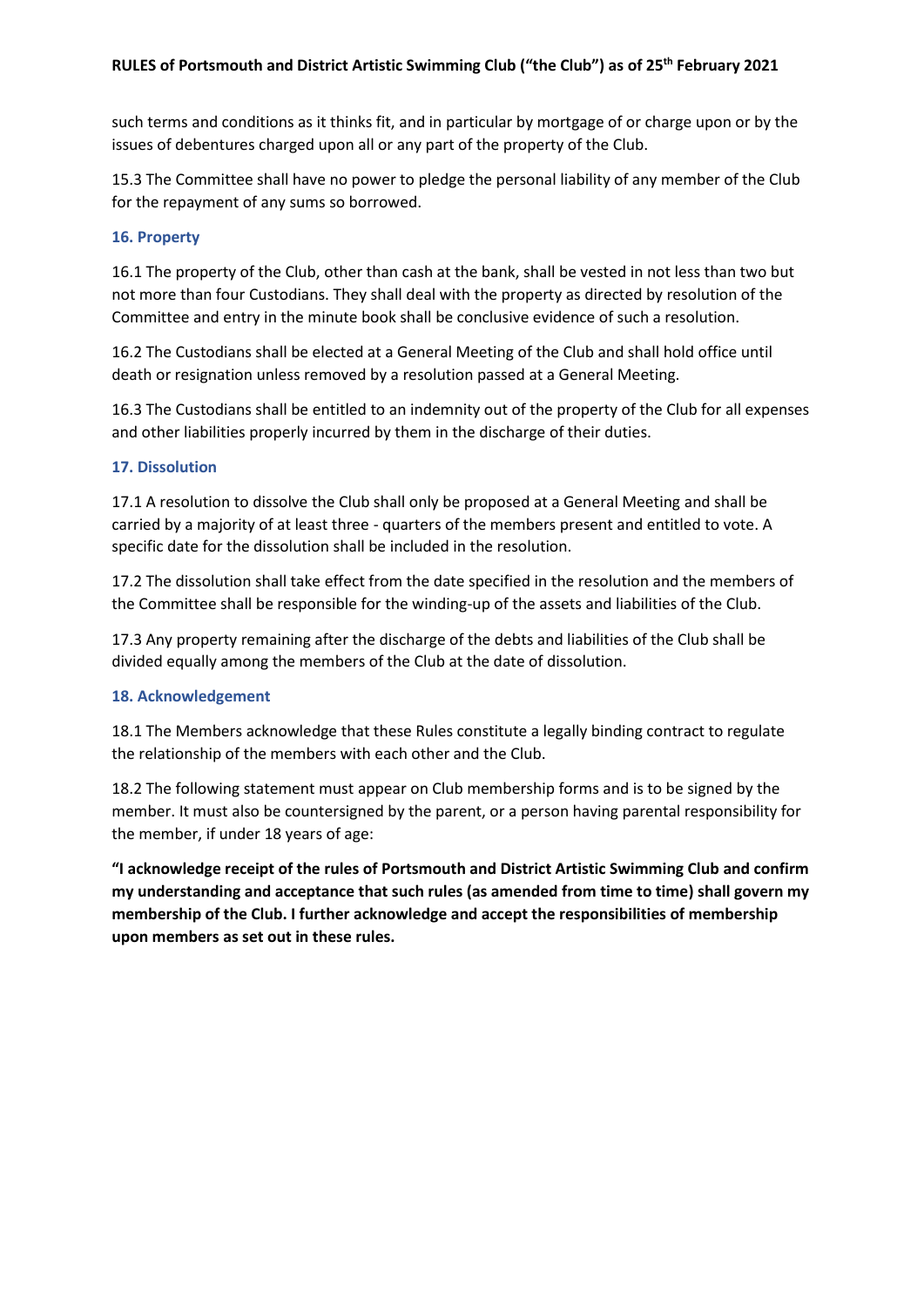such terms and conditions as it thinks fit, and in particular by mortgage of or charge upon or by the issues of debentures charged upon all or any part of the property of the Club.

15.3 The Committee shall have no power to pledge the personal liability of any member of the Club for the repayment of any sums so borrowed.

### 16. Property

16.1 The property of the Club, other than cash at the bank, shall be vested in not less than two but not more than four Custodians. They shall deal with the property as directed by resolution of the Committee and entry in the minute book shall be conclusive evidence of such a resolution.

16.2 The Custodians shall be elected at a General Meeting of the Club and shall hold office until death or resignation unless removed by a resolution passed at a General Meeting.

16.3 The Custodians shall be entitled to an indemnity out of the property of the Club for all expenses and other liabilities properly incurred by them in the discharge of their duties.

### 17. Dissolution

17.1 A resolution to dissolve the Club shall only be proposed at a General Meeting and shall be carried by a majority of at least three - quarters of the members present and entitled to vote. A specific date for the dissolution shall be included in the resolution.

17.2 The dissolution shall take effect from the date specified in the resolution and the members of the Committee shall be responsible for the winding-up of the assets and liabilities of the Club.

17.3 Any property remaining after the discharge of the debts and liabilities of the Club shall be divided equally among the members of the Club at the date of dissolution.

### 18. Acknowledgement

18.1 The Members acknowledge that these Rules constitute a legally binding contract to regulate the relationship of the members with each other and the Club.

18.2 The following statement must appear on Club membership forms and is to be signed by the member. It must also be countersigned by the parent, or a person having parental responsibility for the member, if under 18 years of age:

**"I acknowledge receipt of the rules of Portsmouth and District Artistic Swimming Club and confirm my understanding and acceptance that such rules (as amended from time to time) shall govern my membership of the Club. I further acknowledge and accept the responsibilities of membership upon members as set out in these rules.**